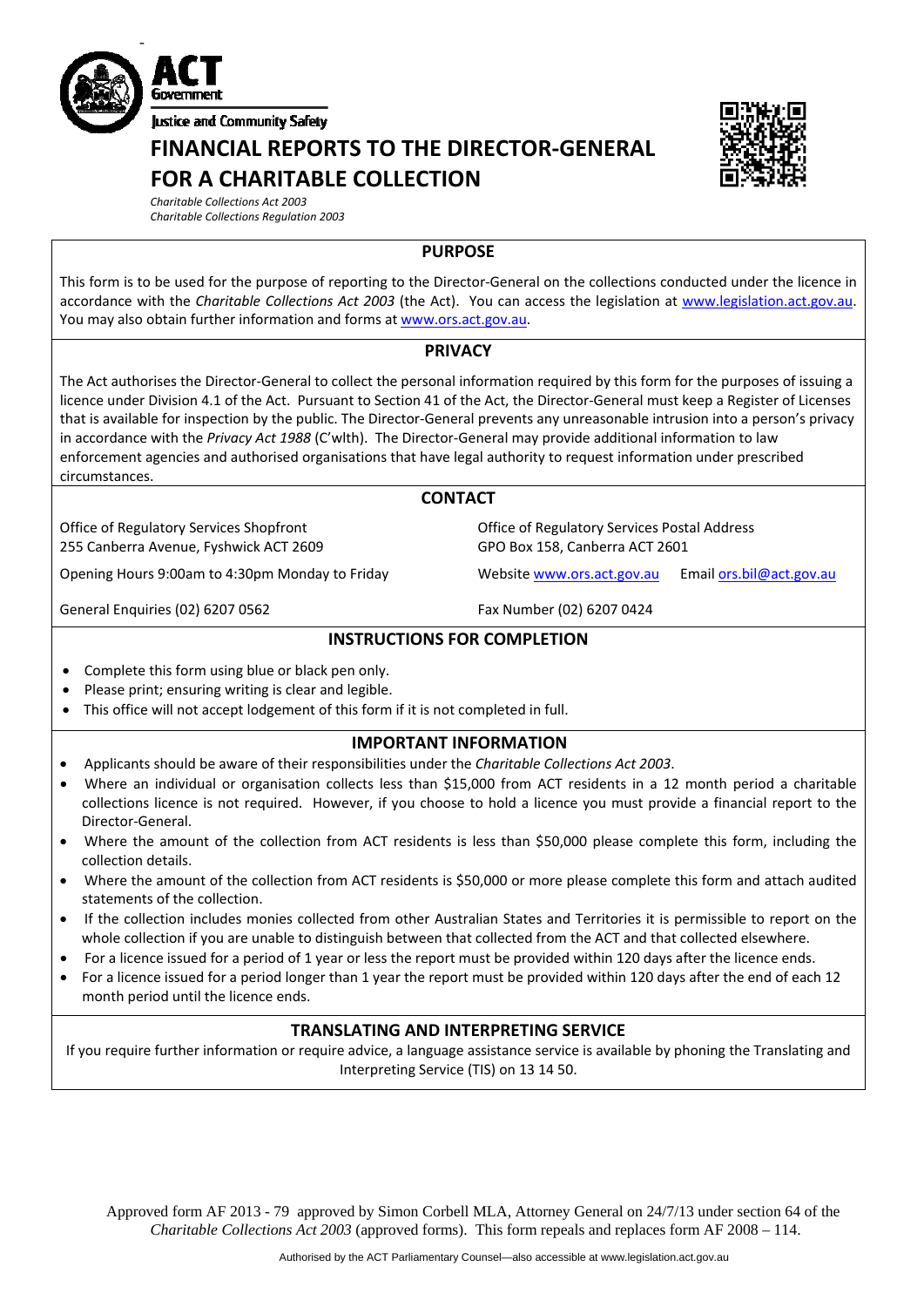ACT Government

Justice and Community Safety

# FINANCIAL REPORTS TO THE DIRECTOR-GENERAL FOR A CHARITABLE COLLECTION

*Charitable Collections Act 2003*
*Charitable Collections Regulation 2003*

## PURPOSE

This form is to be used for the purpose of reporting to the Director-General on the collections conducted under the licence in accordance with the *Charitable Collections Act 2003* (the Act). You can access the legislation at www.legislation.act.gov.au. You may also obtain further information and forms at www.ors.act.gov.au.

## PRIVACY

The Act authorises the Director-General to collect the personal information required by this form for the purposes of issuing a licence under Division 4.1 of the Act. Pursuant to Section 41 of the Act, the Director-General must keep a Register of Licenses that is available for inspection by the public. The Director-General prevents any unreasonable intrusion into a person's privacy in accordance with the *Privacy Act 1988* (C'wlth). The Director-General may provide additional information to law enforcement agencies and authorised organisations that have legal authority to request information under prescribed circumstances.

## CONTACT

Office of Regulatory Services Shopfront
255 Canberra Avenue, Fyshwick ACT 2609

Office of Regulatory Services Postal Address
GPO Box 158, Canberra ACT 2601

Opening Hours 9:00am to 4:30pm Monday to Friday

Website www.ors.act.gov.au    Email ors.bil@act.gov.au

General Enquiries (02) 6207 0562

Fax Number (02) 6207 0424

## INSTRUCTIONS FOR COMPLETION

- Complete this form using blue or black pen only.
- Please print; ensuring writing is clear and legible.
- This office will not accept lodgement of this form if it is not completed in full.

## IMPORTANT INFORMATION

- Applicants should be aware of their responsibilities under the *Charitable Collections Act 2003*.
- Where an individual or organisation collects less than $15,000 from ACT residents in a 12 month period a charitable collections licence is not required. However, if you choose to hold a licence you must provide a financial report to the Director-General.
- Where the amount of the collection from ACT residents is less than $50,000 please complete this form, including the collection details.
- Where the amount of the collection from ACT residents is $50,000 or more please complete this form and attach audited statements of the collection.
- If the collection includes monies collected from other Australian States and Territories it is permissible to report on the whole collection if you are unable to distinguish between that collected from the ACT and that collected elsewhere.
- For a licence issued for a period of 1 year or less the report must be provided within 120 days after the licence ends.
- For a licence issued for a period longer than 1 year the report must be provided within 120 days after the end of each 12 month period until the licence ends.

## TRANSLATING AND INTERPRETING SERVICE

If you require further information or require advice, a language assistance service is available by phoning the Translating and Interpreting Service (TIS) on 13 14 50.

Approved form AF 2013 - 79 approved by Simon Corbell MLA, Attorney General on 24/7/13 under section 64 of the *Charitable Collections Act 2003* (approved forms). This form repeals and replaces form AF 2008 – 114.

Authorised by the ACT Parliamentary Counsel—also accessible at www.legislation.act.gov.au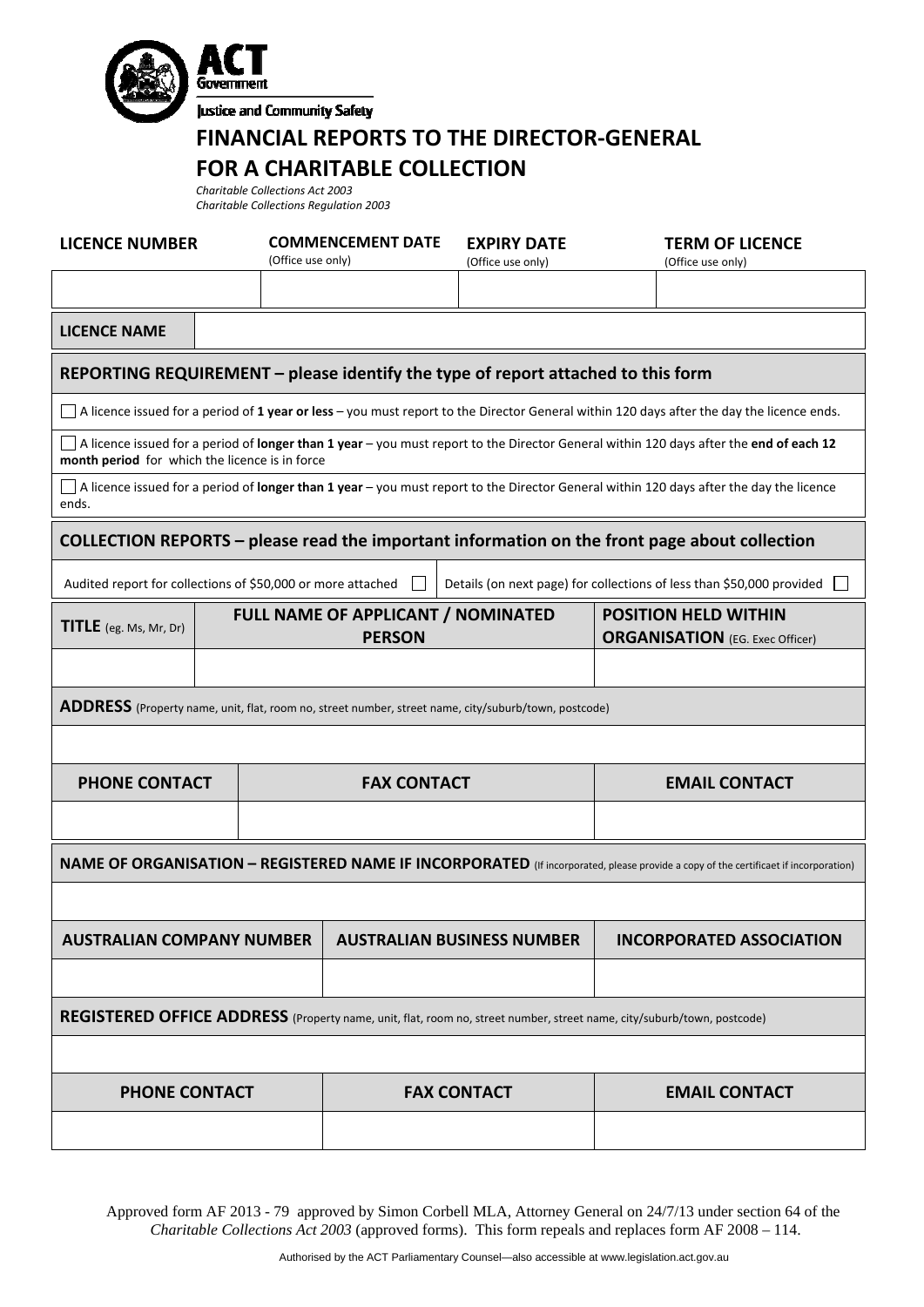ACT Government

Justice and Community Safety

# FINANCIAL REPORTS TO THE DIRECTOR-GENERAL FOR A CHARITABLE COLLECTION

*Charitable Collections Act 2003*
*Charitable Collections Regulation 2003*

| LICENCE NUMBER | COMMENCEMENT DATE (Office use only) | EXPIRY DATE (Office use only) | TERM OF LICENCE (Office use only) |
|---|---|---|---|
| | | | |

| LICENCE NAME | |
|---|---|

## REPORTING REQUIREMENT – please identify the type of report attached to this form

☐ A licence issued for a period of **1 year or less** – you must report to the Director General within 120 days after the day the licence ends.

☐ A licence issued for a period of **longer than 1 year** – you must report to the Director General within 120 days after the **end of each 12 month period** for which the licence is in force

☐ A licence issued for a period of **longer than 1 year** – you must report to the Director General within 120 days after the day the licence ends.

## COLLECTION REPORTS – please read the important information on the front page about collection

Audited report for collections of $50,000 or more attached ☐ | Details (on next page) for collections of less than $50,000 provided ☐

| TITLE (eg. Ms, Mr, Dr) | FULL NAME OF APPLICANT / NOMINATED PERSON | POSITION HELD WITHIN ORGANISATION (EG. Exec Officer) |
|---|---|---|
| | | |

**ADDRESS** (Property name, unit, flat, room no, street number, street name, city/suburb/town, postcode)

| PHONE CONTACT | FAX CONTACT | EMAIL CONTACT |
|---|---|---|
| | | |

**NAME OF ORGANISATION – REGISTERED NAME IF INCORPORATED** (If incorporated, please provide a copy of the certificaet if incorporation)

| AUSTRALIAN COMPANY NUMBER | AUSTRALIAN BUSINESS NUMBER | INCORPORATED ASSOCIATION |
|---|---|---|
| | | |

**REGISTERED OFFICE ADDRESS** (Property name, unit, flat, room no, street number, street name, city/suburb/town, postcode)

| PHONE CONTACT | FAX CONTACT | EMAIL CONTACT |
|---|---|---|
| | | |

Approved form AF 2013 - 79 approved by Simon Corbell MLA, Attorney General on 24/7/13 under section 64 of the *Charitable Collections Act 2003* (approved forms). This form repeals and replaces form AF 2008 – 114.

Authorised by the ACT Parliamentary Counsel—also accessible at www.legislation.act.gov.au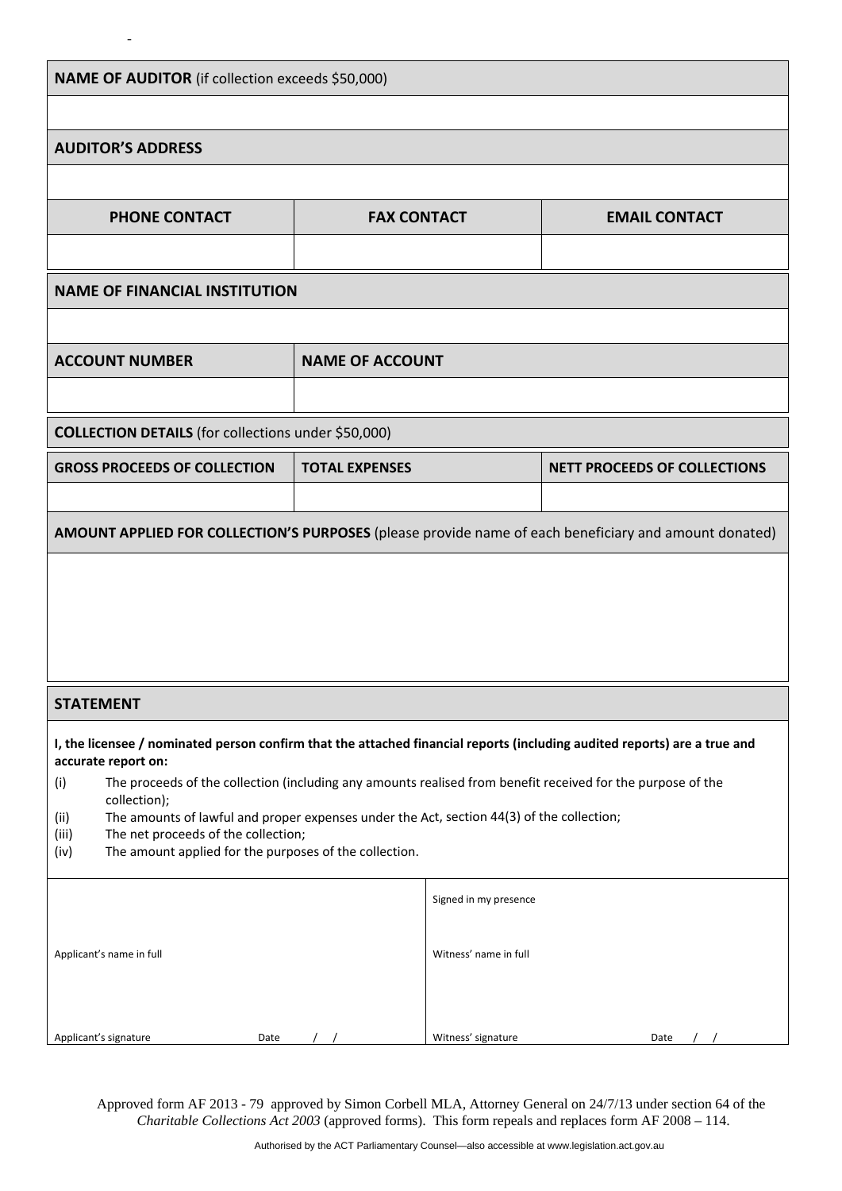-

| **NAME OF AUDITOR** (if collection exceeds $50,000) | | |
|---|---|---|
| | | |
| **AUDITOR'S ADDRESS** | | |
| | | |
| **PHONE CONTACT** | **FAX CONTACT** | **EMAIL CONTACT** |
| | | |

| **NAME OF FINANCIAL INSTITUTION** | |
|---|---|
| | |
| **ACCOUNT NUMBER** | **NAME OF ACCOUNT** |
| | |

| **COLLECTION DETAILS** (for collections under $50,000) | | |
|---|---|---|
| **GROSS PROCEEDS OF COLLECTION** | **TOTAL EXPENSES** | **NETT PROCEEDS OF COLLECTIONS** |
| | | |

**AMOUNT APPLIED FOR COLLECTION'S PURPOSES** (please provide name of each beneficiary and amount donated)

**STATEMENT**

**I, the licensee / nominated person confirm that the attached financial reports (including audited reports) are a true and accurate report on:**

(i) The proceeds of the collection (including any amounts realised from benefit received for the purpose of the collection);
(ii) The amounts of lawful and proper expenses under the Act, section 44(3) of the collection;
(iii) The net proceeds of the collection;
(iv) The amount applied for the purposes of the collection.

| | |
|---|---|
| | Signed in my presence |
| Applicant's name in full | Witness' name in full |
| Applicant's signature Date / / | Witness' signature Date / / |

Approved form AF 2013 - 79 approved by Simon Corbell MLA, Attorney General on 24/7/13 under section 64 of the *Charitable Collections Act 2003* (approved forms). This form repeals and replaces form AF 2008 – 114.

Authorised by the ACT Parliamentary Counsel—also accessible at www.legislation.act.gov.au